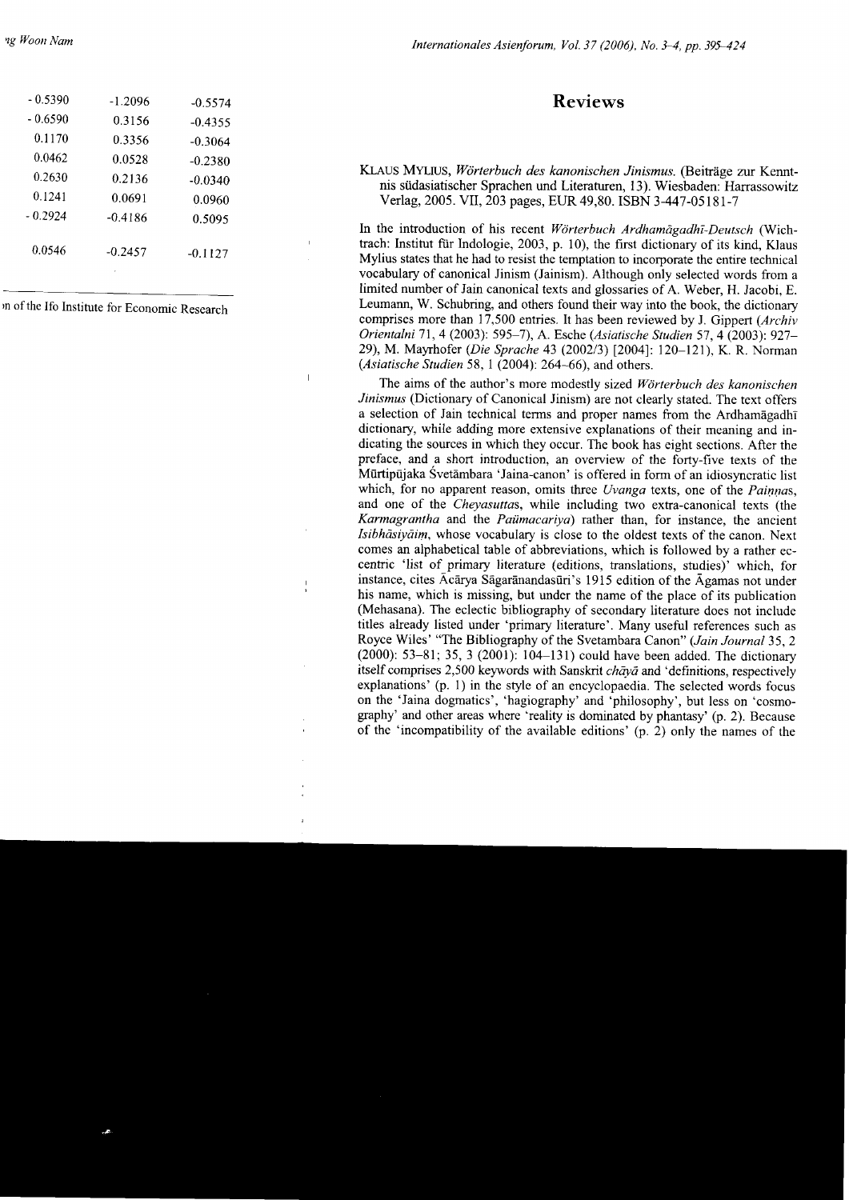| - 0.5390 | -1.2096 | -0.5574 |
|---|---|---|
| - 0.6590 | 0.3156 | -0.4355 |
| 0.1170 | 0.3356 | -0.3064 |
| 0.0462 | 0.0528 | -0.2380 |
| 0.2630 | 0.2136 | -0.0340 |
| 0.1241 | 0.0691 | 0.0960 |
| - 0.2924 | -0.4186 | 0.5095 |
| 0.0546 | -0.2457 | -0.1127 |

n of the Ifo Institute for Economic Research

# Reviews

KLAUS MYLIUS, *Wörterbuch des kanonischen Jinismus.* (Beiträge zur Kenntnis südasiatischer Sprachen und Literaturen, 13). Wiesbaden: Harrassowitz Verlag, 2005. VII, 203 pages, EUR 49,80. ISBN 3-447-05181-7

In the introduction of his recent *Wörterbuch Ardhamāgadhī-Deutsch* (Wichtrach: Institut für Indologie, 2003, p. 10), the first dictionary of its kind, Klaus Mylius states that he had to resist the temptation to incorporate the entire technical vocabulary of canonical Jinism (Jainism). Although only selected words from a limited number of Jain canonical texts and glossaries of A. Weber, H. Jacobi, E. Leumann, W. Schubring, and others found their way into the book, the dictionary comprises more than 17,500 entries. It has been reviewed by J. Gippert (*Archiv Orientalni* 71, 4 (2003): 595–7), A. Esche (*Asiatische Studien* 57, 4 (2003): 927–29), M. Mayrhofer (*Die Sprache* 43 (2002/3) [2004]: 120–121), K. R. Norman (*Asiatische Studien* 58, 1 (2004): 264–66), and others.

The aims of the author's more modestly sized *Wörterbuch des kanonischen Jinismus* (Dictionary of Canonical Jinism) are not clearly stated. The text offers a selection of Jain technical terms and proper names from the Ardhamāgadhī dictionary, while adding more extensive explanations of their meaning and indicating the sources in which they occur. The book has eight sections. After the preface, and a short introduction, an overview of the forty-five texts of the Mūrtipūjaka Śvetāmbara 'Jaina-canon' is offered in form of an idiosyncratic list which, for no apparent reason, omits three *Uvanga* texts, one of the *Paiṇṇas*, and one of the *Cheyasuttas*, while including two extra-canonical texts (the *Karmagrantha* and the *Paümacariya*) rather than, for instance, the ancient *Isibhāsiyāiṃ*, whose vocabulary is close to the oldest texts of the canon. Next comes an alphabetical table of abbreviations, which is followed by a rather eccentric 'list of primary literature (editions, translations, studies)' which, for instance, cites Ācārya Sāgarānandasūri's 1915 edition of the Āgamas not under his name, which is missing, but under the name of the place of its publication (Mehasana). The eclectic bibliography of secondary literature does not include titles already listed under 'primary literature'. Many useful references such as Royce Wiles' "The Bibliography of the Svetambara Canon" (*Jain Journal* 35, 2 (2000): 53–81; 35, 3 (2001): 104–131) could have been added. The dictionary itself comprises 2,500 keywords with Sanskrit *chāyā* and 'definitions, respectively explanations' (p. 1) in the style of an encyclopaedia. The selected words focus on the 'Jaina dogmatics', 'hagiography' and 'philosophy', but less on 'cosmography' and other areas where 'reality is dominated by phantasy' (p. 2). Because of the 'incompatibility of the available editions' (p. 2) only the names of the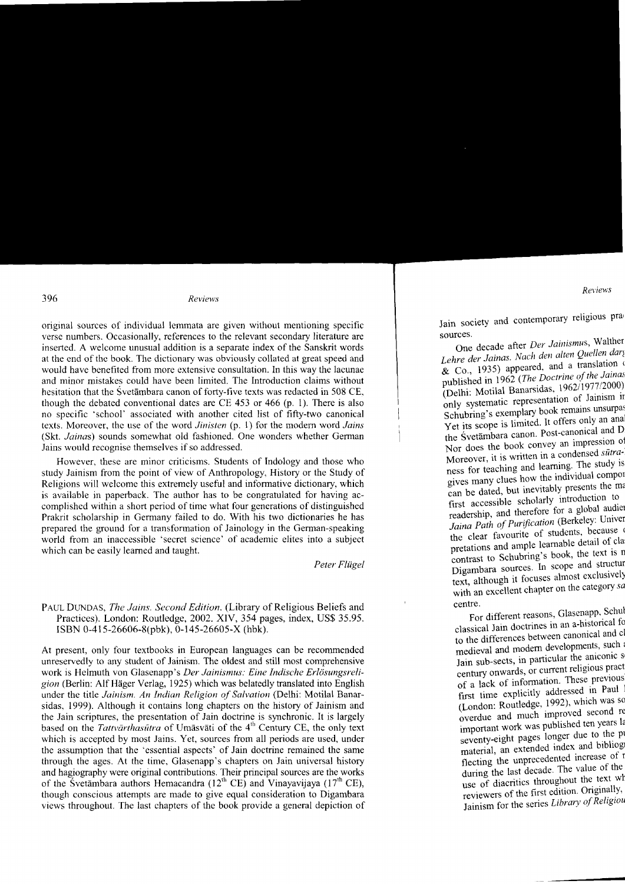original sources of individual lemmata are given without mentioning specific verse numbers. Occasionally, references to the relevant secondary literature are inserted. A welcome unusual addition is a separate index of the Sanskrit words at the end of the book. The dictionary was obviously collated at great speed and would have benefited from more extensive consultation. In this way the lacunae and minor mistakes could have been limited. The Introduction claims without hesitation that the Śvetāmbara canon of forty-five texts was redacted in 508 CE, though the debated conventional dates are CE 453 or 466 (p. 1). There is also no specific 'school' associated with another cited list of fifty-two canonical texts. Moreover, the use of the word *Jinisten* (p. 1) for the modern word *Jains* (Skt. *Jainas*) sounds somewhat old fashioned. One wonders whether German Jains would recognise themselves if so addressed.

However, these are minor criticisms. Students of Indology and those who study Jainism from the point of view of Anthropology, History or the Study of Religions will welcome this extremely useful and informative dictionary, which is available in paperback. The author has to be congratulated for having accomplished within a short period of time what four generations of distinguished Prakrit scholarship in Germany failed to do. With his two dictionaries he has prepared the ground for a transformation of Jainology in the German-speaking world from an inaccessible 'secret science' of academic elites into a subject which can be easily learned and taught.

*Peter Flügel*

PAUL DUNDAS, *The Jains. Second Edition.* (Library of Religious Beliefs and Practices). London: Routledge, 2002. XIV, 354 pages, index, US$ 35.95. ISBN 0-415-26606-8(pbk), 0-145-26605-X (hbk).

At present, only four textbooks in European languages can be recommended unreservedly to any student of Jainism. The oldest and still most comprehensive work is Helmuth von Glasenapp's *Der Jainismus: Eine Indische Erlösungsreligion* (Berlin: Alf Häger Verlag, 1925) which was belatedly translated into English under the title *Jainism. An Indian Religion of Salvation* (Delhi: Motilal Banarsidas, 1999). Although it contains long chapters on the history of Jainism and the Jain scriptures, the presentation of Jain doctrine is synchronic. It is largely based on the *Tattvārthasūtra* of Umāsvāti of the 4[th] Century CE, the only text which is accepted by most Jains. Yet, sources from all periods are used, under the assumption that the 'essential aspects' of Jain doctrine remained the same through the ages. At the time, Glasenapp's chapters on Jain universal history and hagiography were original contributions. Their principal sources are the works of the Śvetāmbara authors Hemacandra (12[th] CE) and Vinayavijaya (17[th] CE), though conscious attempts are made to give equal consideration to Digambara views throughout. The last chapters of the book provide a general depiction of